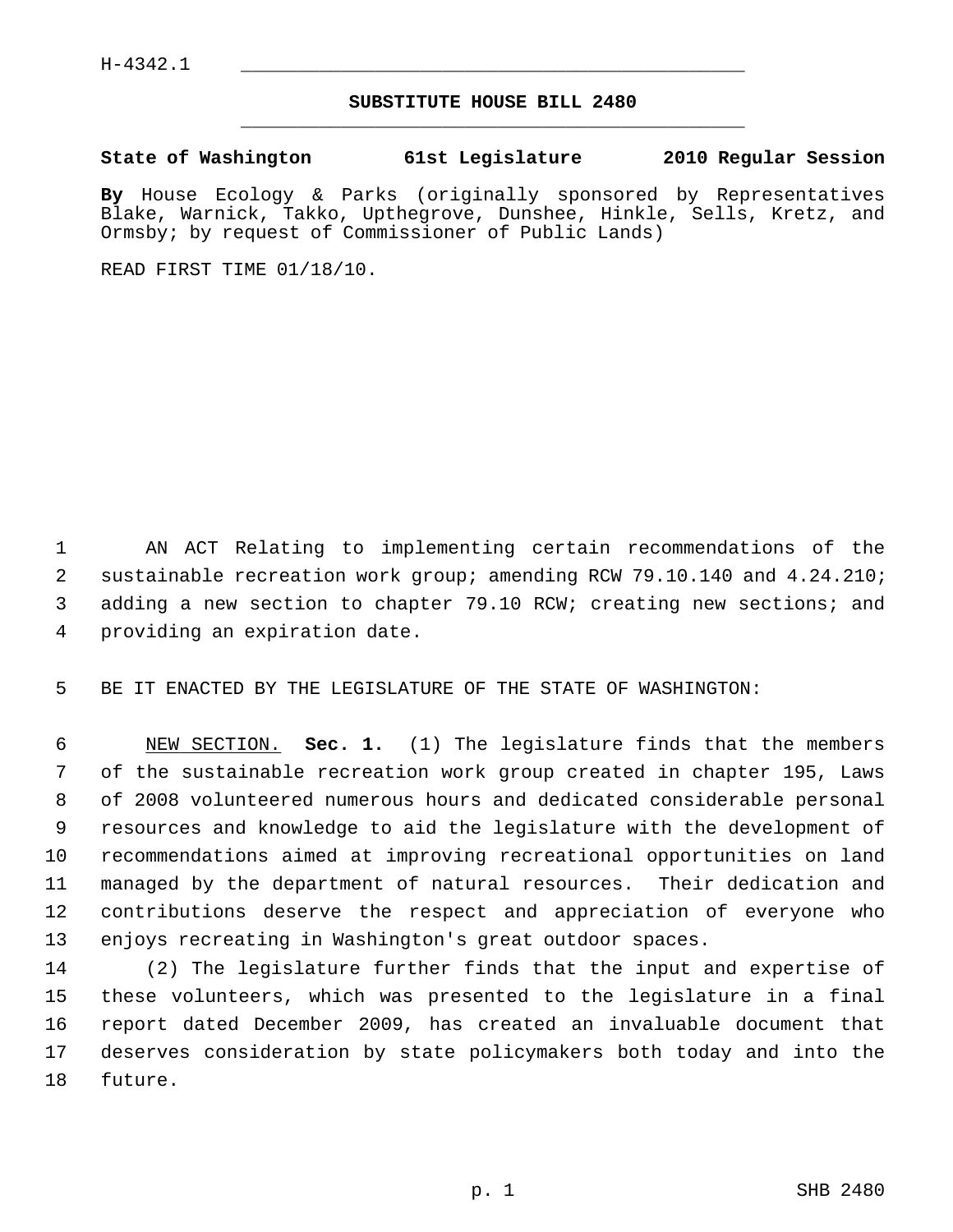H-4342.1

# SUBSTITUTE HOUSE BILL 2480

**State of Washington 61st Legislature 2010 Regular Session**

**By** House Ecology & Parks (originally sponsored by Representatives Blake, Warnick, Takko, Upthegrove, Dunshee, Hinkle, Sells, Kretz, and Ormsby; by request of Commissioner of Public Lands)

READ FIRST TIME 01/18/10.

AN ACT Relating to implementing certain recommendations of the sustainable recreation work group; amending RCW 79.10.140 and 4.24.210; adding a new section to chapter 79.10 RCW; creating new sections; and providing an expiration date.

BE IT ENACTED BY THE LEGISLATURE OF THE STATE OF WASHINGTON:

NEW SECTION. **Sec. 1.** (1) The legislature finds that the members of the sustainable recreation work group created in chapter 195, Laws of 2008 volunteered numerous hours and dedicated considerable personal resources and knowledge to aid the legislature with the development of recommendations aimed at improving recreational opportunities on land managed by the department of natural resources. Their dedication and contributions deserve the respect and appreciation of everyone who enjoys recreating in Washington's great outdoor spaces.

(2) The legislature further finds that the input and expertise of these volunteers, which was presented to the legislature in a final report dated December 2009, has created an invaluable document that deserves consideration by state policymakers both today and into the future.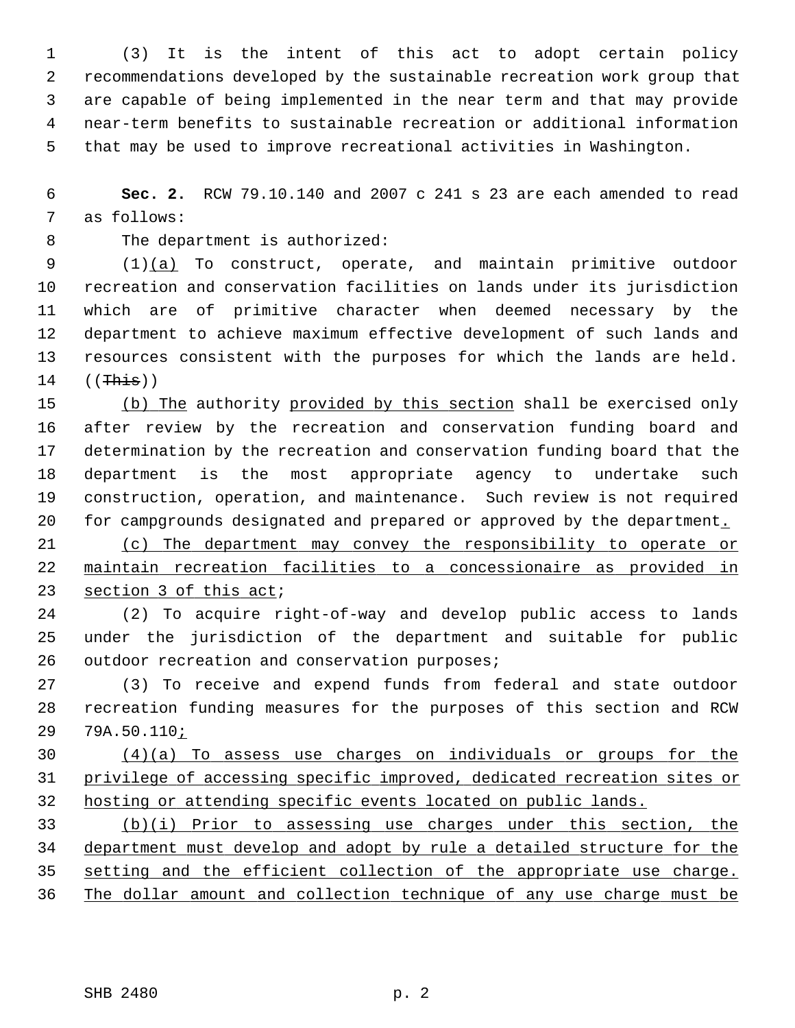(3) It is the intent of this act to adopt certain policy recommendations developed by the sustainable recreation work group that are capable of being implemented in the near term and that may provide near-term benefits to sustainable recreation or additional information that may be used to improve recreational activities in Washington.

**Sec. 2.** RCW 79.10.140 and 2007 c 241 s 23 are each amended to read as follows:

The department is authorized:

(1)(a) To construct, operate, and maintain primitive outdoor recreation and conservation facilities on lands under its jurisdiction which are of primitive character when deemed necessary by the department to achieve maximum effective development of such lands and resources consistent with the purposes for which the lands are held. ((~~This~~))

(b) The authority provided by this section shall be exercised only after review by the recreation and conservation funding board and determination by the recreation and conservation funding board that the department is the most appropriate agency to undertake such construction, operation, and maintenance. Such review is not required for campgrounds designated and prepared or approved by the department.

(c) The department may convey the responsibility to operate or maintain recreation facilities to a concessionaire as provided in section 3 of this act;

(2) To acquire right-of-way and develop public access to lands under the jurisdiction of the department and suitable for public outdoor recreation and conservation purposes;

(3) To receive and expend funds from federal and state outdoor recreation funding measures for the purposes of this section and RCW 79A.50.110;

(4)(a) To assess use charges on individuals or groups for the privilege of accessing specific improved, dedicated recreation sites or hosting or attending specific events located on public lands.

(b)(i) Prior to assessing use charges under this section, the department must develop and adopt by rule a detailed structure for the setting and the efficient collection of the appropriate use charge. The dollar amount and collection technique of any use charge must be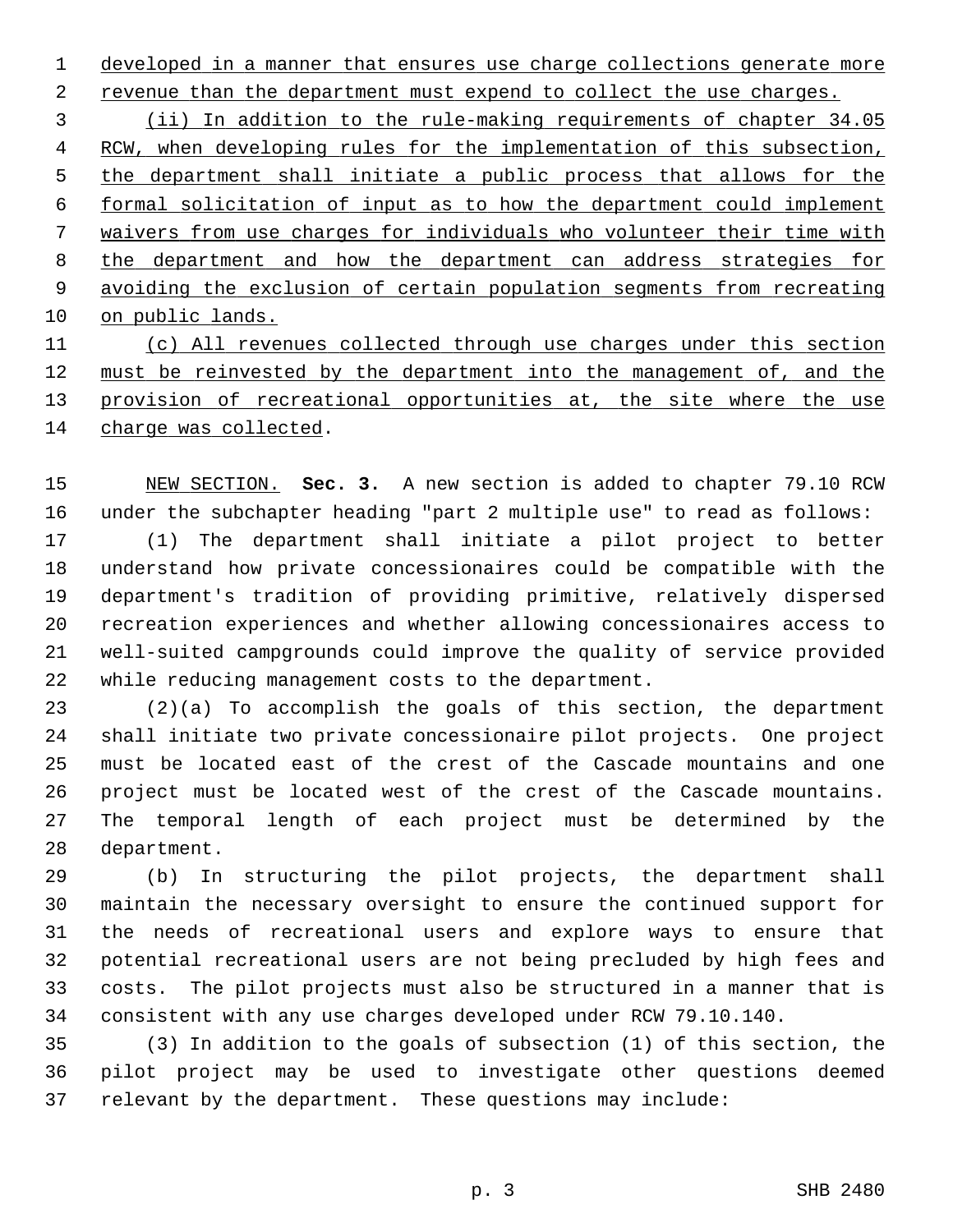developed in a manner that ensures use charge collections generate more revenue than the department must expend to collect the use charges.

(ii) In addition to the rule-making requirements of chapter 34.05 RCW, when developing rules for the implementation of this subsection, the department shall initiate a public process that allows for the formal solicitation of input as to how the department could implement waivers from use charges for individuals who volunteer their time with the department and how the department can address strategies for avoiding the exclusion of certain population segments from recreating on public lands.

(c) All revenues collected through use charges under this section must be reinvested by the department into the management of, and the provision of recreational opportunities at, the site where the use charge was collected.

NEW SECTION. **Sec. 3.** A new section is added to chapter 79.10 RCW under the subchapter heading "part 2 multiple use" to read as follows:

(1) The department shall initiate a pilot project to better understand how private concessionaires could be compatible with the department's tradition of providing primitive, relatively dispersed recreation experiences and whether allowing concessionaires access to well-suited campgrounds could improve the quality of service provided while reducing management costs to the department.

(2)(a) To accomplish the goals of this section, the department shall initiate two private concessionaire pilot projects. One project must be located east of the crest of the Cascade mountains and one project must be located west of the crest of the Cascade mountains. The temporal length of each project must be determined by the department.

(b) In structuring the pilot projects, the department shall maintain the necessary oversight to ensure the continued support for the needs of recreational users and explore ways to ensure that potential recreational users are not being precluded by high fees and costs. The pilot projects must also be structured in a manner that is consistent with any use charges developed under RCW 79.10.140.

(3) In addition to the goals of subsection (1) of this section, the pilot project may be used to investigate other questions deemed relevant by the department. These questions may include: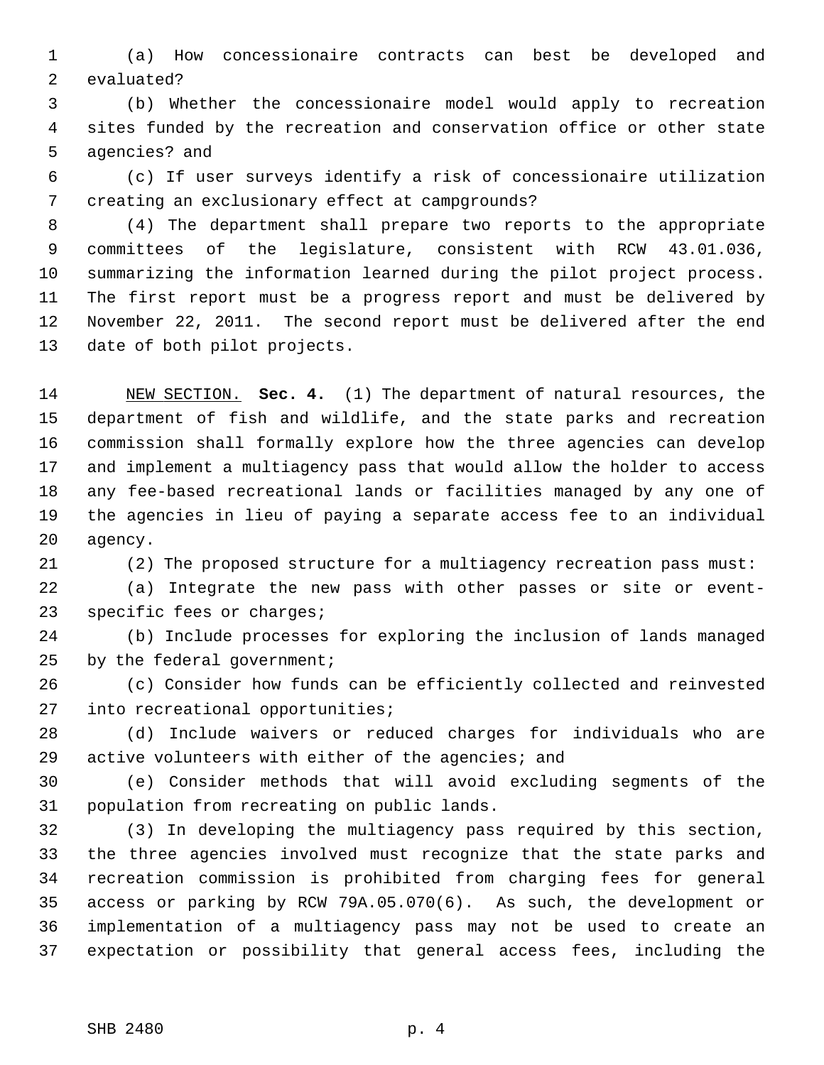(a) How concessionaire contracts can best be developed and evaluated?

(b) Whether the concessionaire model would apply to recreation sites funded by the recreation and conservation office or other state agencies? and

(c) If user surveys identify a risk of concessionaire utilization creating an exclusionary effect at campgrounds?

(4) The department shall prepare two reports to the appropriate committees of the legislature, consistent with RCW 43.01.036, summarizing the information learned during the pilot project process. The first report must be a progress report and must be delivered by November 22, 2011. The second report must be delivered after the end date of both pilot projects.

NEW SECTION. **Sec. 4.** (1) The department of natural resources, the department of fish and wildlife, and the state parks and recreation commission shall formally explore how the three agencies can develop and implement a multiagency pass that would allow the holder to access any fee-based recreational lands or facilities managed by any one of the agencies in lieu of paying a separate access fee to an individual agency.

(2) The proposed structure for a multiagency recreation pass must:

(a) Integrate the new pass with other passes or site or event-specific fees or charges;

(b) Include processes for exploring the inclusion of lands managed by the federal government;

(c) Consider how funds can be efficiently collected and reinvested into recreational opportunities;

(d) Include waivers or reduced charges for individuals who are active volunteers with either of the agencies; and

(e) Consider methods that will avoid excluding segments of the population from recreating on public lands.

(3) In developing the multiagency pass required by this section, the three agencies involved must recognize that the state parks and recreation commission is prohibited from charging fees for general access or parking by RCW 79A.05.070(6). As such, the development or implementation of a multiagency pass may not be used to create an expectation or possibility that general access fees, including the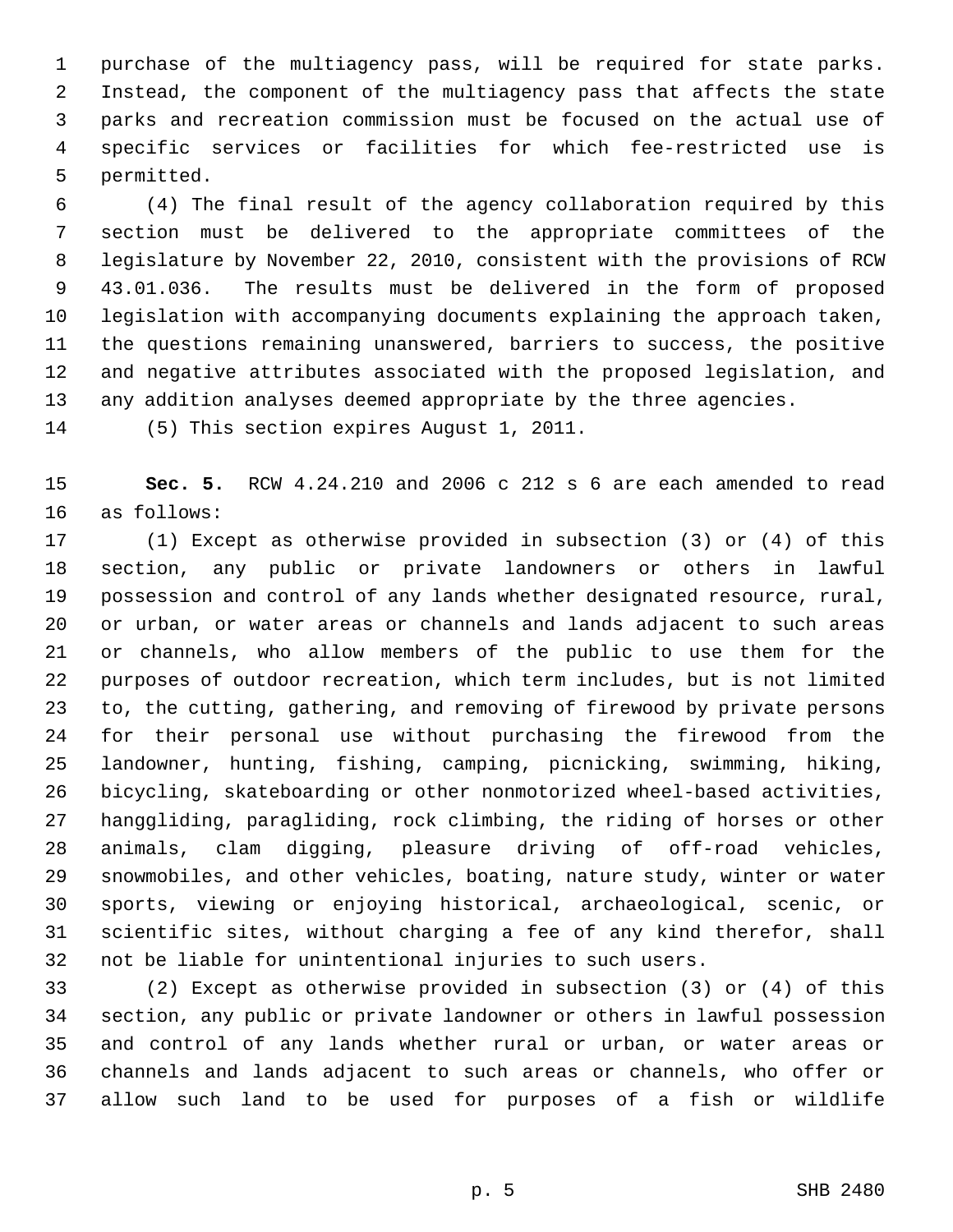purchase of the multiagency pass, will be required for state parks. Instead, the component of the multiagency pass that affects the state parks and recreation commission must be focused on the actual use of specific services or facilities for which fee-restricted use is permitted.

(4) The final result of the agency collaboration required by this section must be delivered to the appropriate committees of the legislature by November 22, 2010, consistent with the provisions of RCW 43.01.036. The results must be delivered in the form of proposed legislation with accompanying documents explaining the approach taken, the questions remaining unanswered, barriers to success, the positive and negative attributes associated with the proposed legislation, and any addition analyses deemed appropriate by the three agencies.

(5) This section expires August 1, 2011.

**Sec. 5.** RCW 4.24.210 and 2006 c 212 s 6 are each amended to read as follows:

(1) Except as otherwise provided in subsection (3) or (4) of this section, any public or private landowners or others in lawful possession and control of any lands whether designated resource, rural, or urban, or water areas or channels and lands adjacent to such areas or channels, who allow members of the public to use them for the purposes of outdoor recreation, which term includes, but is not limited to, the cutting, gathering, and removing of firewood by private persons for their personal use without purchasing the firewood from the landowner, hunting, fishing, camping, picnicking, swimming, hiking, bicycling, skateboarding or other nonmotorized wheel-based activities, hanggliding, paragliding, rock climbing, the riding of horses or other animals, clam digging, pleasure driving of off-road vehicles, snowmobiles, and other vehicles, boating, nature study, winter or water sports, viewing or enjoying historical, archaeological, scenic, or scientific sites, without charging a fee of any kind therefor, shall not be liable for unintentional injuries to such users.

(2) Except as otherwise provided in subsection (3) or (4) of this section, any public or private landowner or others in lawful possession and control of any lands whether rural or urban, or water areas or channels and lands adjacent to such areas or channels, who offer or allow such land to be used for purposes of a fish or wildlife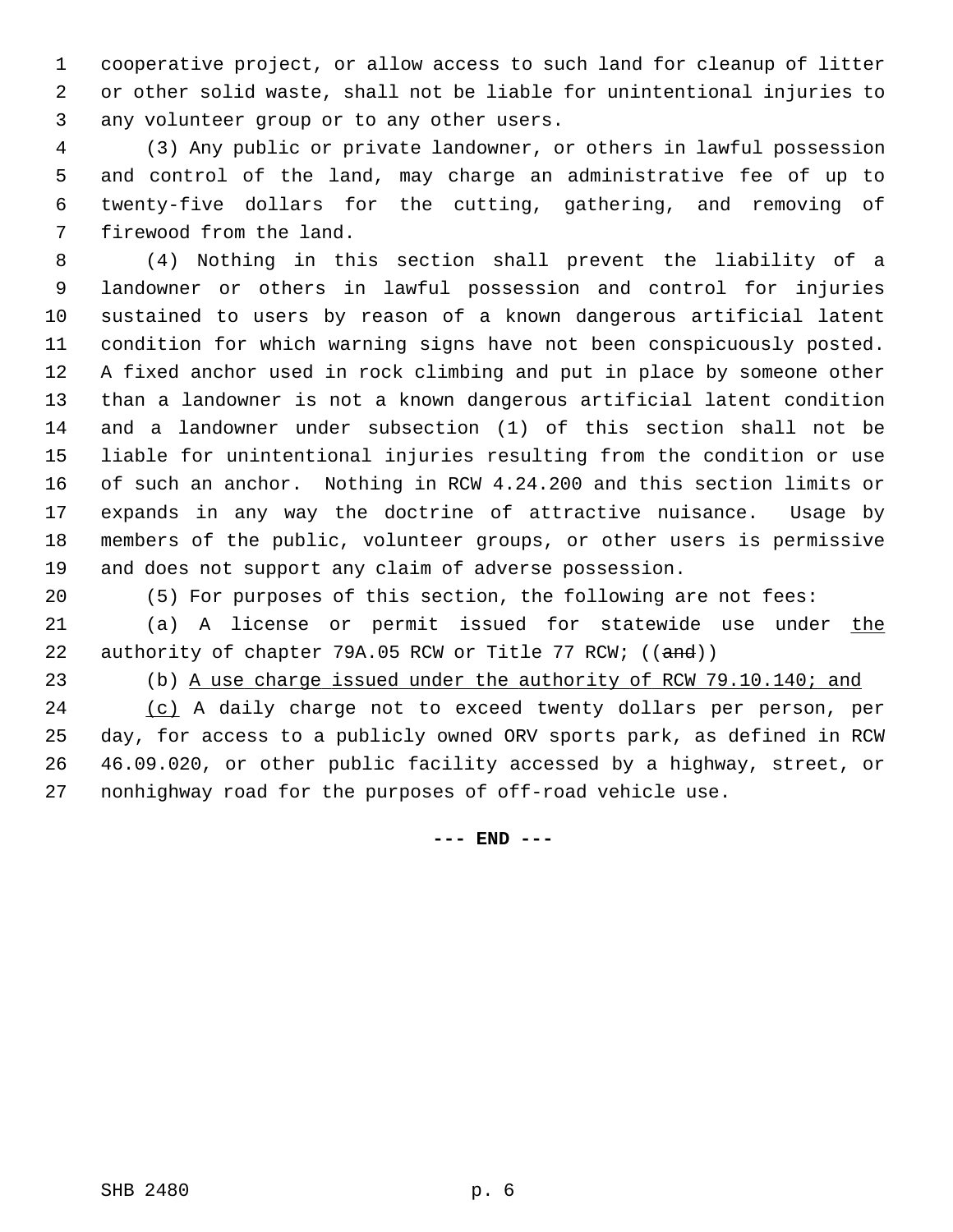cooperative project, or allow access to such land for cleanup of litter or other solid waste, shall not be liable for unintentional injuries to any volunteer group or to any other users.

(3) Any public or private landowner, or others in lawful possession and control of the land, may charge an administrative fee of up to twenty-five dollars for the cutting, gathering, and removing of firewood from the land.

(4) Nothing in this section shall prevent the liability of a landowner or others in lawful possession and control for injuries sustained to users by reason of a known dangerous artificial latent condition for which warning signs have not been conspicuously posted. A fixed anchor used in rock climbing and put in place by someone other than a landowner is not a known dangerous artificial latent condition and a landowner under subsection (1) of this section shall not be liable for unintentional injuries resulting from the condition or use of such an anchor. Nothing in RCW 4.24.200 and this section limits or expands in any way the doctrine of attractive nuisance. Usage by members of the public, volunteer groups, or other users is permissive and does not support any claim of adverse possession.

(5) For purposes of this section, the following are not fees:

(a) A license or permit issued for statewide use under the authority of chapter 79A.05 RCW or Title 77 RCW; ((~~and~~))

(b) A use charge issued under the authority of RCW 79.10.140; and

(c) A daily charge not to exceed twenty dollars per person, per day, for access to a publicly owned ORV sports park, as defined in RCW 46.09.020, or other public facility accessed by a highway, street, or nonhighway road for the purposes of off-road vehicle use.

**--- END ---**